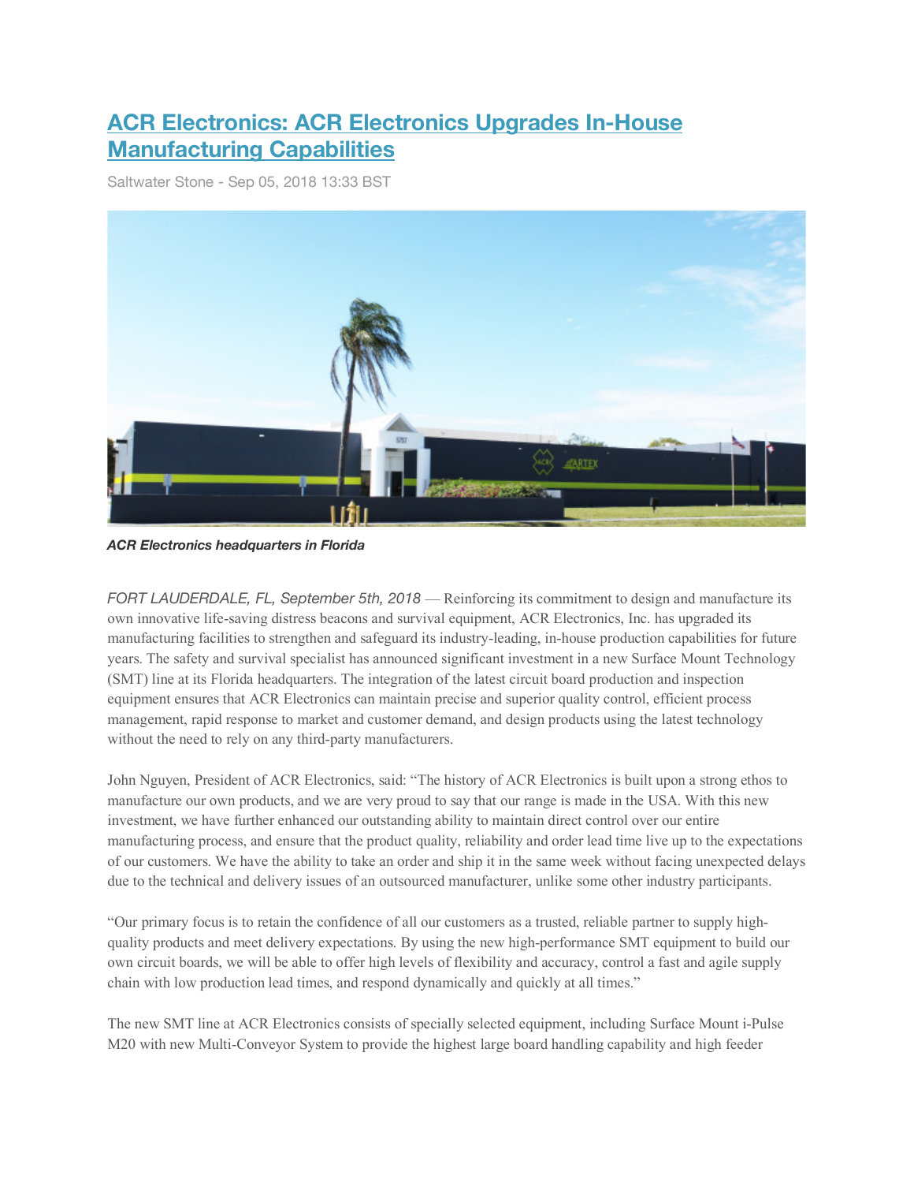# [ACR Electronics: ACR Electronics Upgrades In-House Manufacturing Capabilities]

Saltwater Stone - Sep 05, 2018 13:33 BST

***ACR Electronics headquarters in Florida***

*FORT LAUDERDALE, FL, September 5th, 2018* — Reinforcing its commitment to design and manufacture its own innovative life-saving distress beacons and survival equipment, ACR Electronics, Inc. has upgraded its manufacturing facilities to strengthen and safeguard its industry-leading, in-house production capabilities for future years. The safety and survival specialist has announced significant investment in a new Surface Mount Technology (SMT) line at its Florida headquarters. The integration of the latest circuit board production and inspection equipment ensures that ACR Electronics can maintain precise and superior quality control, efficient process management, rapid response to market and customer demand, and design products using the latest technology without the need to rely on any third-party manufacturers.

John Nguyen, President of ACR Electronics, said: "The history of ACR Electronics is built upon a strong ethos to manufacture our own products, and we are very proud to say that our range is made in the USA. With this new investment, we have further enhanced our outstanding ability to maintain direct control over our entire manufacturing process, and ensure that the product quality, reliability and order lead time live up to the expectations of our customers. We have the ability to take an order and ship it in the same week without facing unexpected delays due to the technical and delivery issues of an outsourced manufacturer, unlike some other industry participants.

"Our primary focus is to retain the confidence of all our customers as a trusted, reliable partner to supply high-quality products and meet delivery expectations. By using the new high-performance SMT equipment to build our own circuit boards, we will be able to offer high levels of flexibility and accuracy, control a fast and agile supply chain with low production lead times, and respond dynamically and quickly at all times."

The new SMT line at ACR Electronics consists of specially selected equipment, including Surface Mount i-Pulse M20 with new Multi-Conveyor System to provide the highest large board handling capability and high feeder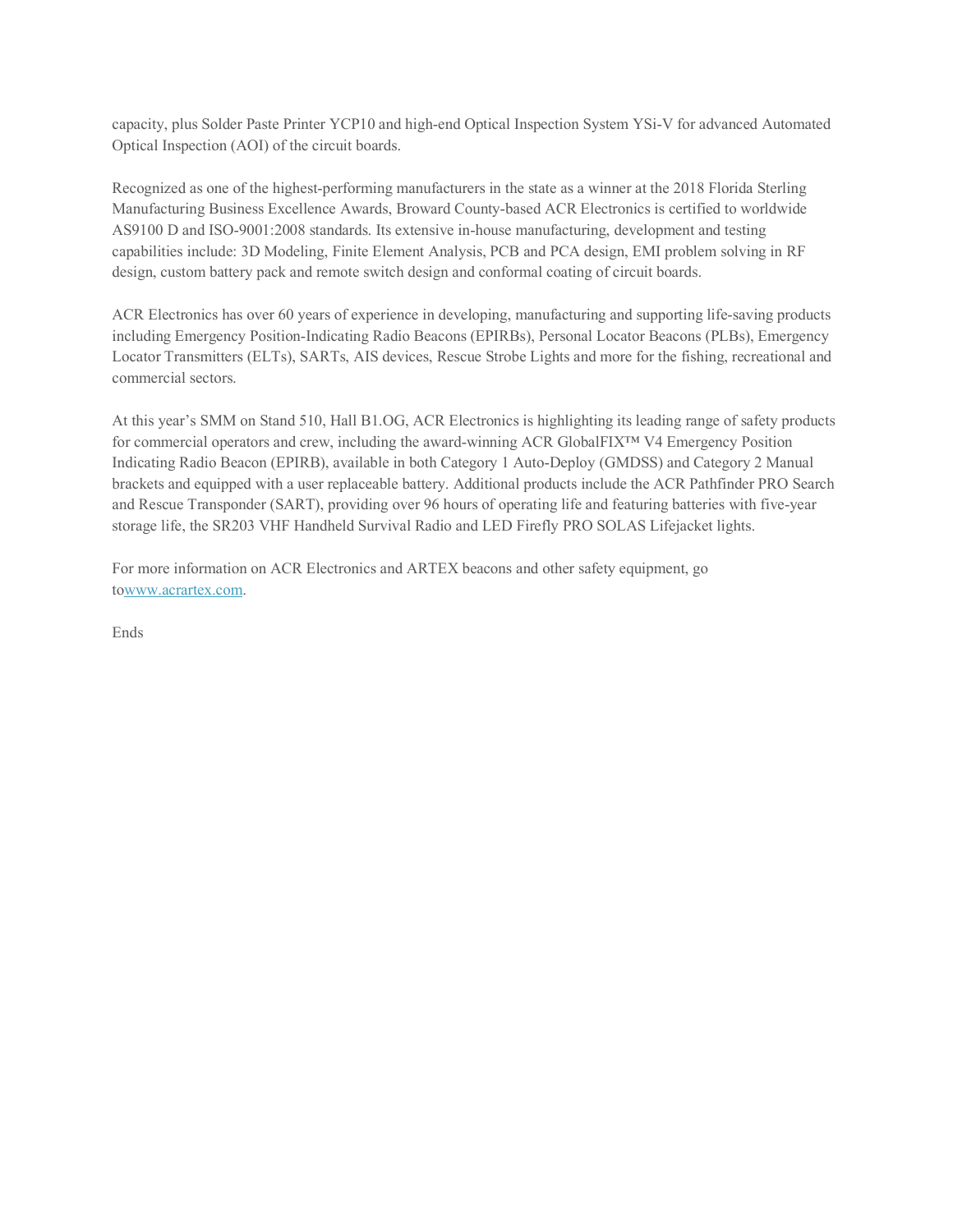capacity, plus Solder Paste Printer YCP10 and high-end Optical Inspection System YSi-V for advanced Automated Optical Inspection (AOI) of the circuit boards.

Recognized as one of the highest-performing manufacturers in the state as a winner at the 2018 Florida Sterling Manufacturing Business Excellence Awards, Broward County-based ACR Electronics is certified to worldwide AS9100 D and ISO-9001:2008 standards. Its extensive in-house manufacturing, development and testing capabilities include: 3D Modeling, Finite Element Analysis, PCB and PCA design, EMI problem solving in RF design, custom battery pack and remote switch design and conformal coating of circuit boards.

ACR Electronics has over 60 years of experience in developing, manufacturing and supporting life-saving products including Emergency Position-Indicating Radio Beacons (EPIRBs), Personal Locator Beacons (PLBs), Emergency Locator Transmitters (ELTs), SARTs, AIS devices, Rescue Strobe Lights and more for the fishing, recreational and commercial sectors.

At this year's SMM on Stand 510, Hall B1.OG, ACR Electronics is highlighting its leading range of safety products for commercial operators and crew, including the award-winning ACR GlobalFIX™ V4 Emergency Position Indicating Radio Beacon (EPIRB), available in both Category 1 Auto-Deploy (GMDSS) and Category 2 Manual brackets and equipped with a user replaceable battery. Additional products include the ACR Pathfinder PRO Search and Rescue Transponder (SART), providing over 96 hours of operating life and featuring batteries with five-year storage life, the SR203 VHF Handheld Survival Radio and LED Firefly PRO SOLAS Lifejacket lights.

For more information on ACR Electronics and ARTEX beacons and other safety equipment, go to[www.acrartex.com](http://www.acrartex.com).

Ends